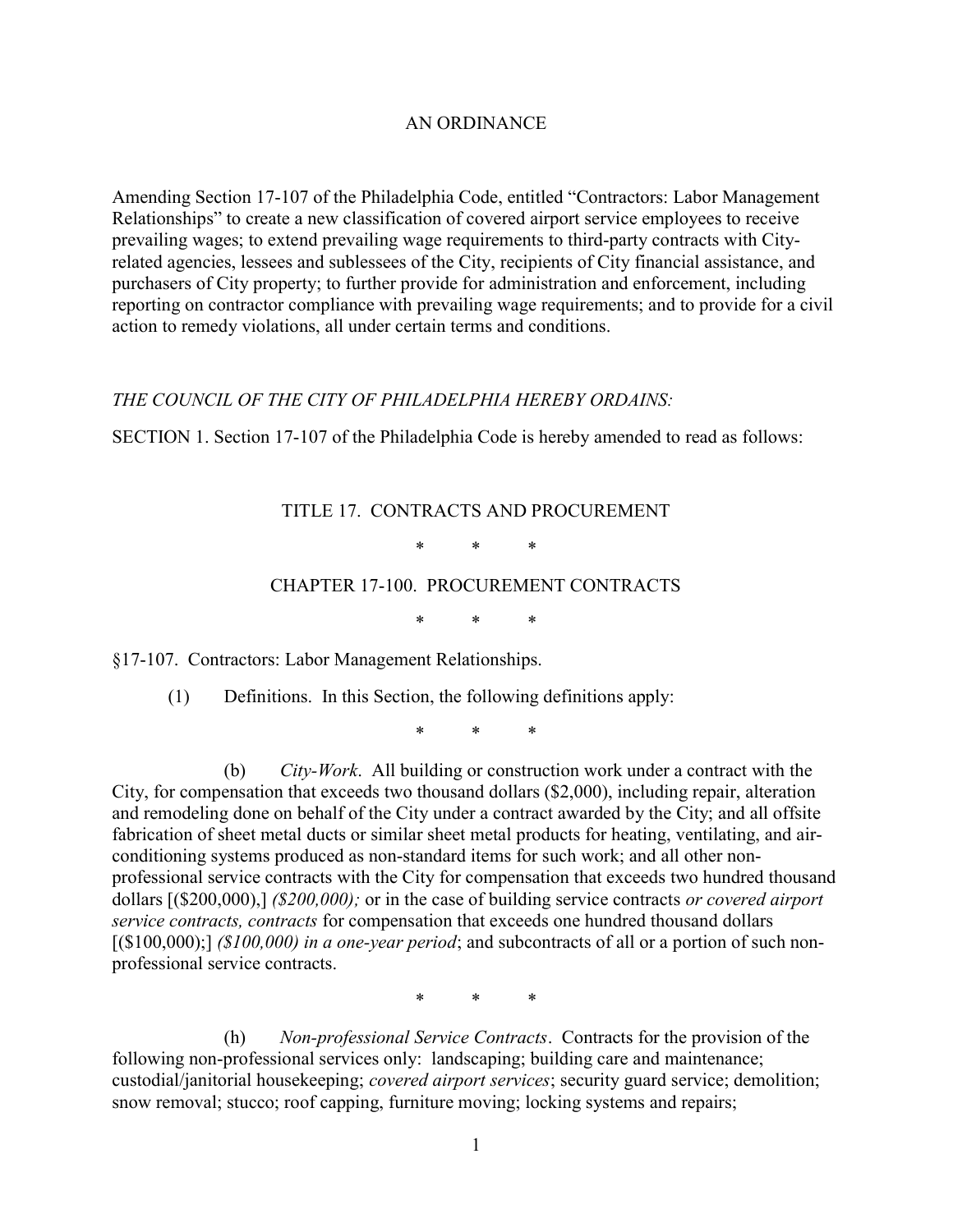AN ORDINANCE

Amending Section 17-107 of the Philadelphia Code, entitled "Contractors: Labor Management Relationships" to create a new classification of covered airport service employees to receive prevailing wages; to extend prevailing wage requirements to third-party contracts with City-related agencies, lessees and sublessees of the City, recipients of City financial assistance, and purchasers of City property; to further provide for administration and enforcement, including reporting on contractor compliance with prevailing wage requirements; and to provide for a civil action to remedy violations, all under certain terms and conditions.

*THE COUNCIL OF THE CITY OF PHILADELPHIA HEREBY ORDAINS:*

SECTION 1. Section 17-107 of the Philadelphia Code is hereby amended to read as follows:

TITLE 17. CONTRACTS AND PROCUREMENT

\* \* \*

CHAPTER 17-100. PROCUREMENT CONTRACTS

\* \* \*

§17-107. Contractors: Labor Management Relationships.

(1) Definitions. In this Section, the following definitions apply:

\* \* \*

(b) *City-Work*. All building or construction work under a contract with the City, for compensation that exceeds two thousand dollars ($2,000), including repair, alteration and remodeling done on behalf of the City under a contract awarded by the City; and all offsite fabrication of sheet metal ducts or similar sheet metal products for heating, ventilating, and air-conditioning systems produced as non-standard items for such work; and all other non-professional service contracts with the City for compensation that exceeds two hundred thousand dollars [($200,000),] *($200,000);* or in the case of building service contracts *or covered airport service contracts, contracts* for compensation that exceeds one hundred thousand dollars [($100,000);] *($100,000) in a one-year period*; and subcontracts of all or a portion of such non-professional service contracts.

\* \* \*

(h) *Non-professional Service Contracts*. Contracts for the provision of the following non-professional services only: landscaping; building care and maintenance; custodial/janitorial housekeeping; *covered airport services*; security guard service; demolition; snow removal; stucco; roof capping, furniture moving; locking systems and repairs;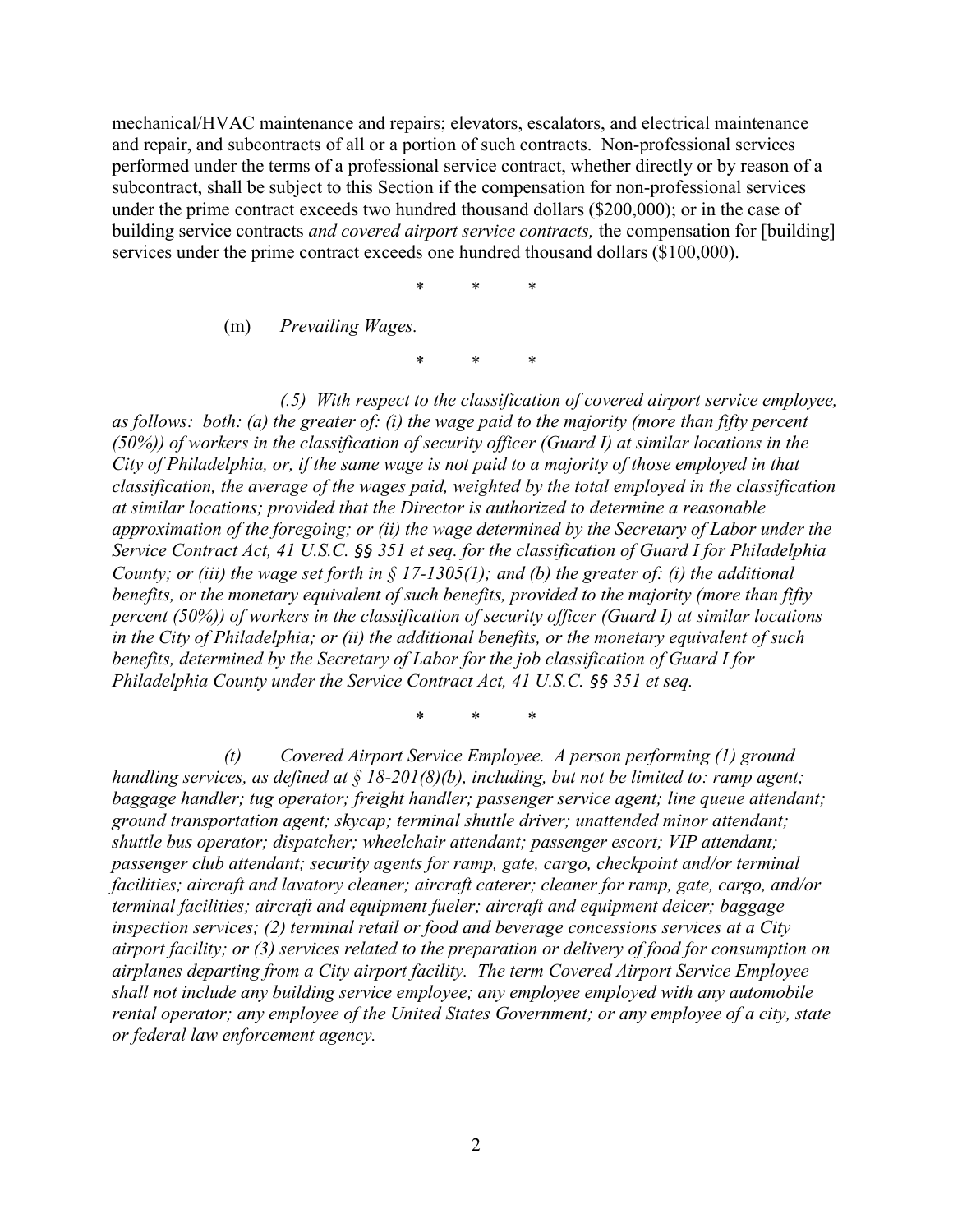mechanical/HVAC maintenance and repairs; elevators, escalators, and electrical maintenance and repair, and subcontracts of all or a portion of such contracts. Non-professional services performed under the terms of a professional service contract, whether directly or by reason of a subcontract, shall be subject to this Section if the compensation for non-professional services under the prime contract exceeds two hundred thousand dollars ($200,000); or in the case of building service contracts *and covered airport service contracts,* the compensation for [building] services under the prime contract exceeds one hundred thousand dollars ($100,000).

\* \* \*

(m) *Prevailing Wages.*

\* \* \*

*(.5) With respect to the classification of covered airport service employee, as follows: both: (a) the greater of: (i) the wage paid to the majority (more than fifty percent (50%)) of workers in the classification of security officer (Guard I) at similar locations in the City of Philadelphia, or, if the same wage is not paid to a majority of those employed in that classification, the average of the wages paid, weighted by the total employed in the classification at similar locations; provided that the Director is authorized to determine a reasonable approximation of the foregoing; or (ii) the wage determined by the Secretary of Labor under the Service Contract Act, 41 U.S.C. §§ 351 et seq. for the classification of Guard I for Philadelphia County; or (iii) the wage set forth in § 17-1305(1); and (b) the greater of: (i) the additional benefits, or the monetary equivalent of such benefits, provided to the majority (more than fifty percent (50%)) of workers in the classification of security officer (Guard I) at similar locations in the City of Philadelphia; or (ii) the additional benefits, or the monetary equivalent of such benefits, determined by the Secretary of Labor for the job classification of Guard I for Philadelphia County under the Service Contract Act, 41 U.S.C. §§ 351 et seq.*

\* \* \*

*(t) Covered Airport Service Employee. A person performing (1) ground handling services, as defined at § 18-201(8)(b), including, but not be limited to: ramp agent; baggage handler; tug operator; freight handler; passenger service agent; line queue attendant; ground transportation agent; skycap; terminal shuttle driver; unattended minor attendant; shuttle bus operator; dispatcher; wheelchair attendant; passenger escort; VIP attendant; passenger club attendant; security agents for ramp, gate, cargo, checkpoint and/or terminal facilities; aircraft and lavatory cleaner; aircraft caterer; cleaner for ramp, gate, cargo, and/or terminal facilities; aircraft and equipment fueler; aircraft and equipment deicer; baggage inspection services; (2) terminal retail or food and beverage concessions services at a City airport facility; or (3) services related to the preparation or delivery of food for consumption on airplanes departing from a City airport facility. The term Covered Airport Service Employee shall not include any building service employee; any employee employed with any automobile rental operator; any employee of the United States Government; or any employee of a city, state or federal law enforcement agency.*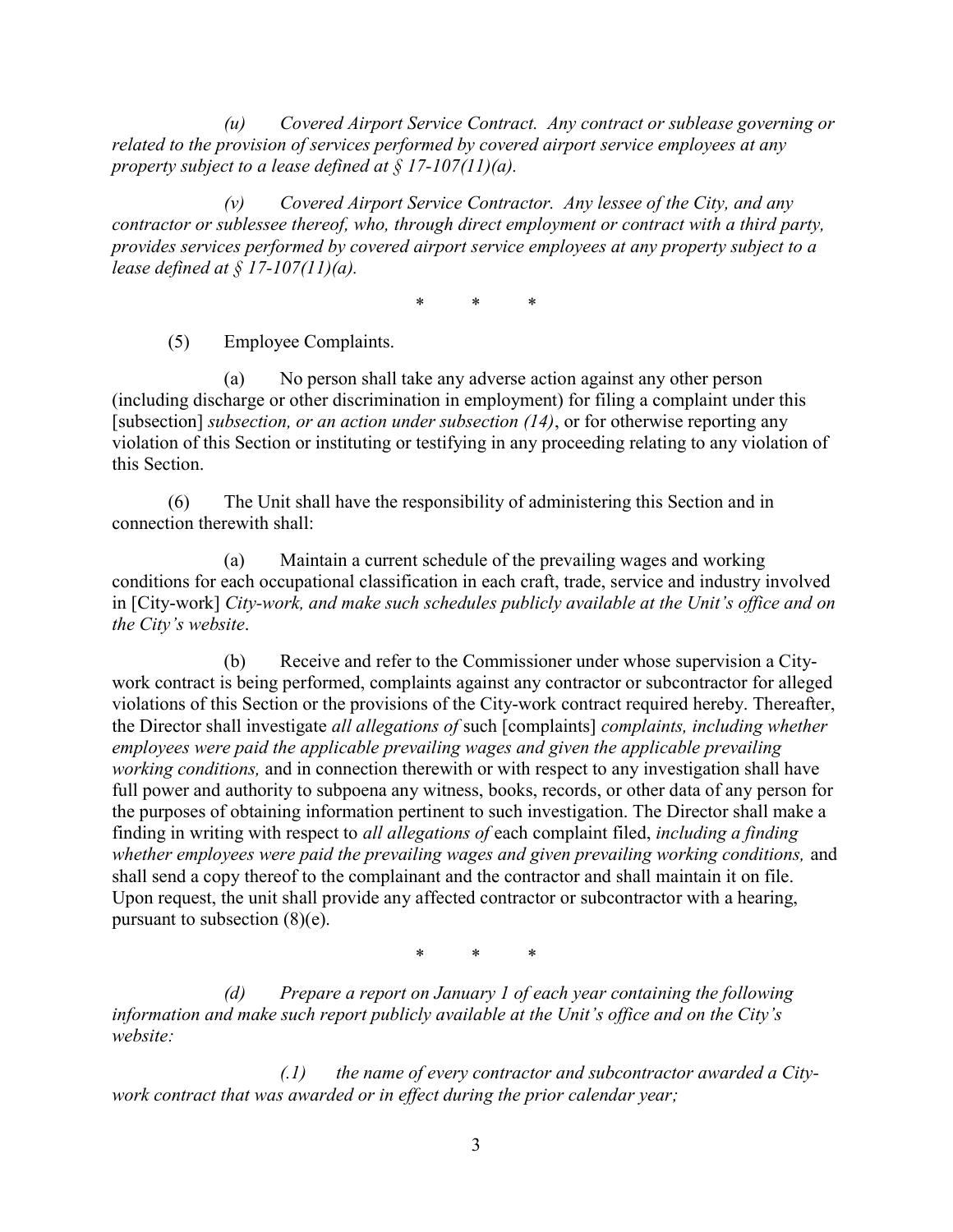*(u) Covered Airport Service Contract. Any contract or sublease governing or related to the provision of services performed by covered airport service employees at any property subject to a lease defined at § 17-107(11)(a).*

*(v) Covered Airport Service Contractor. Any lessee of the City, and any contractor or sublessee thereof, who, through direct employment or contract with a third party, provides services performed by covered airport service employees at any property subject to a lease defined at § 17-107(11)(a).*

\* \* \*

(5) Employee Complaints.

(a) No person shall take any adverse action against any other person (including discharge or other discrimination in employment) for filing a complaint under this [subsection] *subsection, or an action under subsection (14)*, or for otherwise reporting any violation of this Section or instituting or testifying in any proceeding relating to any violation of this Section.

(6) The Unit shall have the responsibility of administering this Section and in connection therewith shall:

(a) Maintain a current schedule of the prevailing wages and working conditions for each occupational classification in each craft, trade, service and industry involved in [City-work] *City-work, and make such schedules publicly available at the Unit's office and on the City's website*.

(b) Receive and refer to the Commissioner under whose supervision a City-work contract is being performed, complaints against any contractor or subcontractor for alleged violations of this Section or the provisions of the City-work contract required hereby. Thereafter, the Director shall investigate *all allegations of* such [complaints] *complaints, including whether employees were paid the applicable prevailing wages and given the applicable prevailing working conditions,* and in connection therewith or with respect to any investigation shall have full power and authority to subpoena any witness, books, records, or other data of any person for the purposes of obtaining information pertinent to such investigation. The Director shall make a finding in writing with respect to *all allegations of* each complaint filed, *including a finding whether employees were paid the prevailing wages and given prevailing working conditions,* and shall send a copy thereof to the complainant and the contractor and shall maintain it on file. Upon request, the unit shall provide any affected contractor or subcontractor with a hearing, pursuant to subsection (8)(e).

\* \* \*

*(d) Prepare a report on January 1 of each year containing the following information and make such report publicly available at the Unit's office and on the City's website:*

*(.1) the name of every contractor and subcontractor awarded a City-work contract that was awarded or in effect during the prior calendar year;*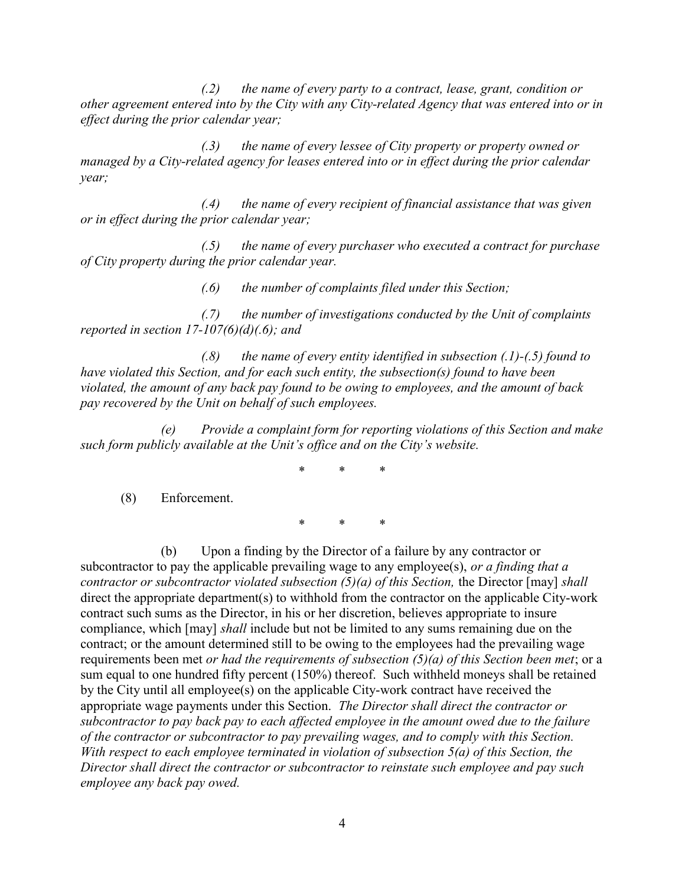*(.2) the name of every party to a contract, lease, grant, condition or other agreement entered into by the City with any City-related Agency that was entered into or in effect during the prior calendar year;*

*(.3) the name of every lessee of City property or property owned or managed by a City-related agency for leases entered into or in effect during the prior calendar year;*

*(.4) the name of every recipient of financial assistance that was given or in effect during the prior calendar year;*

*(.5) the name of every purchaser who executed a contract for purchase of City property during the prior calendar year.*

*(.6) the number of complaints filed under this Section;*

*(.7) the number of investigations conducted by the Unit of complaints reported in section 17-107(6)(d)(.6); and*

*(.8) the name of every entity identified in subsection (.1)-(.5) found to have violated this Section, and for each such entity, the subsection(s) found to have been violated, the amount of any back pay found to be owing to employees, and the amount of back pay recovered by the Unit on behalf of such employees.*

*(e) Provide a complaint form for reporting violations of this Section and make such form publicly available at the Unit's office and on the City's website.*

\* \* \*

(8) Enforcement.

\* \* \*

(b) Upon a finding by the Director of a failure by any contractor or subcontractor to pay the applicable prevailing wage to any employee(s), *or a finding that a contractor or subcontractor violated subsection (5)(a) of this Section,* the Director [may] *shall* direct the appropriate department(s) to withhold from the contractor on the applicable City-work contract such sums as the Director, in his or her discretion, believes appropriate to insure compliance, which [may] *shall* include but not be limited to any sums remaining due on the contract; or the amount determined still to be owing to the employees had the prevailing wage requirements been met *or had the requirements of subsection (5)(a) of this Section been met*; or a sum equal to one hundred fifty percent (150%) thereof. Such withheld moneys shall be retained by the City until all employee(s) on the applicable City-work contract have received the appropriate wage payments under this Section. *The Director shall direct the contractor or subcontractor to pay back pay to each affected employee in the amount owed due to the failure of the contractor or subcontractor to pay prevailing wages, and to comply with this Section. With respect to each employee terminated in violation of subsection 5(a) of this Section, the Director shall direct the contractor or subcontractor to reinstate such employee and pay such employee any back pay owed.*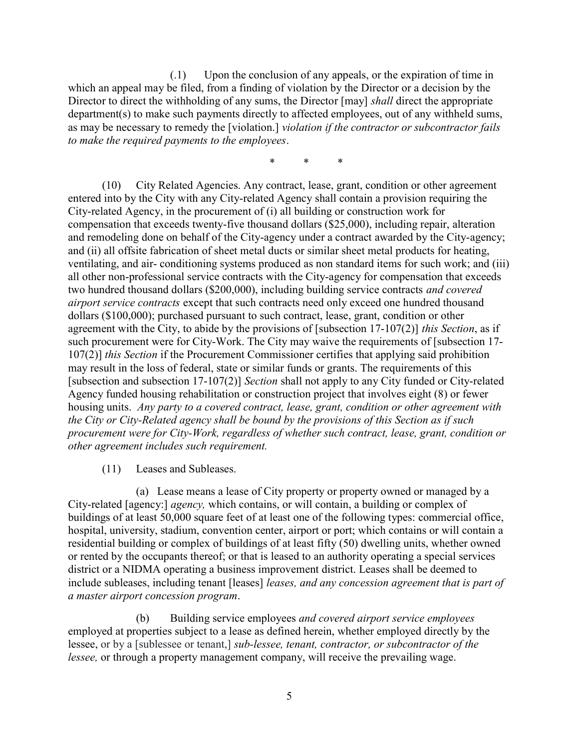(.1) Upon the conclusion of any appeals, or the expiration of time in which an appeal may be filed, from a finding of violation by the Director or a decision by the Director to direct the withholding of any sums, the Director [may] *shall* direct the appropriate department(s) to make such payments directly to affected employees, out of any withheld sums, as may be necessary to remedy the [violation.] *violation if the contractor or subcontractor fails to make the required payments to the employees*.

\* \* \*

(10) City Related Agencies. Any contract, lease, grant, condition or other agreement entered into by the City with any City-related Agency shall contain a provision requiring the City-related Agency, in the procurement of (i) all building or construction work for compensation that exceeds twenty-five thousand dollars ($25,000), including repair, alteration and remodeling done on behalf of the City-agency under a contract awarded by the City-agency; and (ii) all offsite fabrication of sheet metal ducts or similar sheet metal products for heating, ventilating, and air- conditioning systems produced as non standard items for such work; and (iii) all other non-professional service contracts with the City-agency for compensation that exceeds two hundred thousand dollars ($200,000), including building service contracts *and covered airport service contracts* except that such contracts need only exceed one hundred thousand dollars ($100,000); purchased pursuant to such contract, lease, grant, condition or other agreement with the City, to abide by the provisions of [subsection 17-107(2)] *this Section*, as if such procurement were for City-Work. The City may waive the requirements of [subsection 17-107(2)] *this Section* if the Procurement Commissioner certifies that applying said prohibition may result in the loss of federal, state or similar funds or grants. The requirements of this [subsection and subsection 17-107(2)] *Section* shall not apply to any City funded or City-related Agency funded housing rehabilitation or construction project that involves eight (8) or fewer housing units. *Any party to a covered contract, lease, grant, condition or other agreement with the City or City-Related agency shall be bound by the provisions of this Section as if such procurement were for City-Work, regardless of whether such contract, lease, grant, condition or other agreement includes such requirement.*

(11) Leases and Subleases.

(a) Lease means a lease of City property or property owned or managed by a City-related [agency:] *agency,* which contains, or will contain, a building or complex of buildings of at least 50,000 square feet of at least one of the following types: commercial office, hospital, university, stadium, convention center, airport or port; which contains or will contain a residential building or complex of buildings of at least fifty (50) dwelling units, whether owned or rented by the occupants thereof; or that is leased to an authority operating a special services district or a NIDMA operating a business improvement district. Leases shall be deemed to include subleases, including tenant [leases] *leases, and any concession agreement that is part of a master airport concession program*.

(b) Building service employees *and covered airport service employees* employed at properties subject to a lease as defined herein, whether employed directly by the lessee, or by a [sublessee or tenant,] *sub-lessee, tenant, contractor, or subcontractor of the lessee,* or through a property management company, will receive the prevailing wage.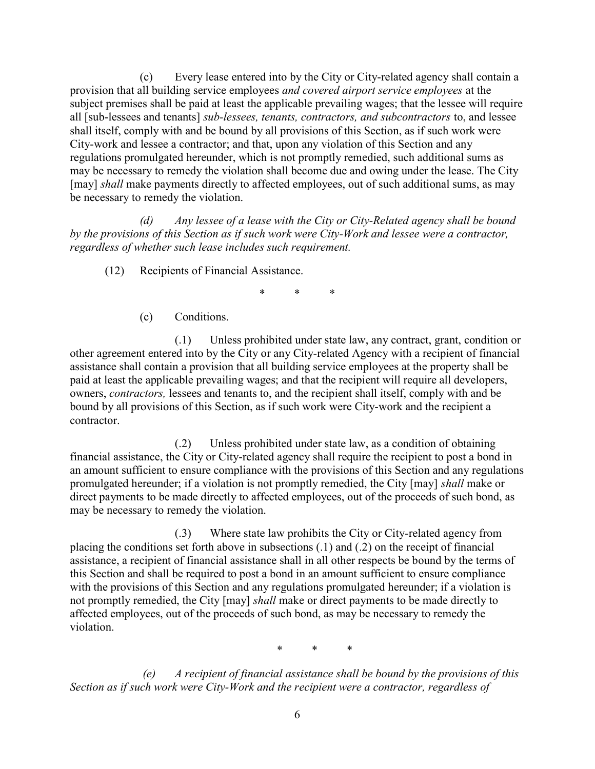(c) Every lease entered into by the City or City-related agency shall contain a provision that all building service employees *and covered airport service employees* at the subject premises shall be paid at least the applicable prevailing wages; that the lessee will require all [sub-lessees and tenants] *sub-lessees, tenants, contractors, and subcontractors* to, and lessee shall itself, comply with and be bound by all provisions of this Section, as if such work were City-work and lessee a contractor; and that, upon any violation of this Section and any regulations promulgated hereunder, which is not promptly remedied, such additional sums as may be necessary to remedy the violation shall become due and owing under the lease. The City [may] *shall* make payments directly to affected employees, out of such additional sums, as may be necessary to remedy the violation.

*(d) Any lessee of a lease with the City or City-Related agency shall be bound by the provisions of this Section as if such work were City-Work and lessee were a contractor, regardless of whether such lease includes such requirement.*

(12) Recipients of Financial Assistance.

\* \* \*

(c) Conditions.

(.1) Unless prohibited under state law, any contract, grant, condition or other agreement entered into by the City or any City-related Agency with a recipient of financial assistance shall contain a provision that all building service employees at the property shall be paid at least the applicable prevailing wages; and that the recipient will require all developers, owners, *contractors,* lessees and tenants to, and the recipient shall itself, comply with and be bound by all provisions of this Section, as if such work were City-work and the recipient a contractor.

(.2) Unless prohibited under state law, as a condition of obtaining financial assistance, the City or City-related agency shall require the recipient to post a bond in an amount sufficient to ensure compliance with the provisions of this Section and any regulations promulgated hereunder; if a violation is not promptly remedied, the City [may] *shall* make or direct payments to be made directly to affected employees, out of the proceeds of such bond, as may be necessary to remedy the violation.

(.3) Where state law prohibits the City or City-related agency from placing the conditions set forth above in subsections (.1) and (.2) on the receipt of financial assistance, a recipient of financial assistance shall in all other respects be bound by the terms of this Section and shall be required to post a bond in an amount sufficient to ensure compliance with the provisions of this Section and any regulations promulgated hereunder; if a violation is not promptly remedied, the City [may] *shall* make or direct payments to be made directly to affected employees, out of the proceeds of such bond, as may be necessary to remedy the violation.

\* \* \*

*(e) A recipient of financial assistance shall be bound by the provisions of this Section as if such work were City-Work and the recipient were a contractor, regardless of*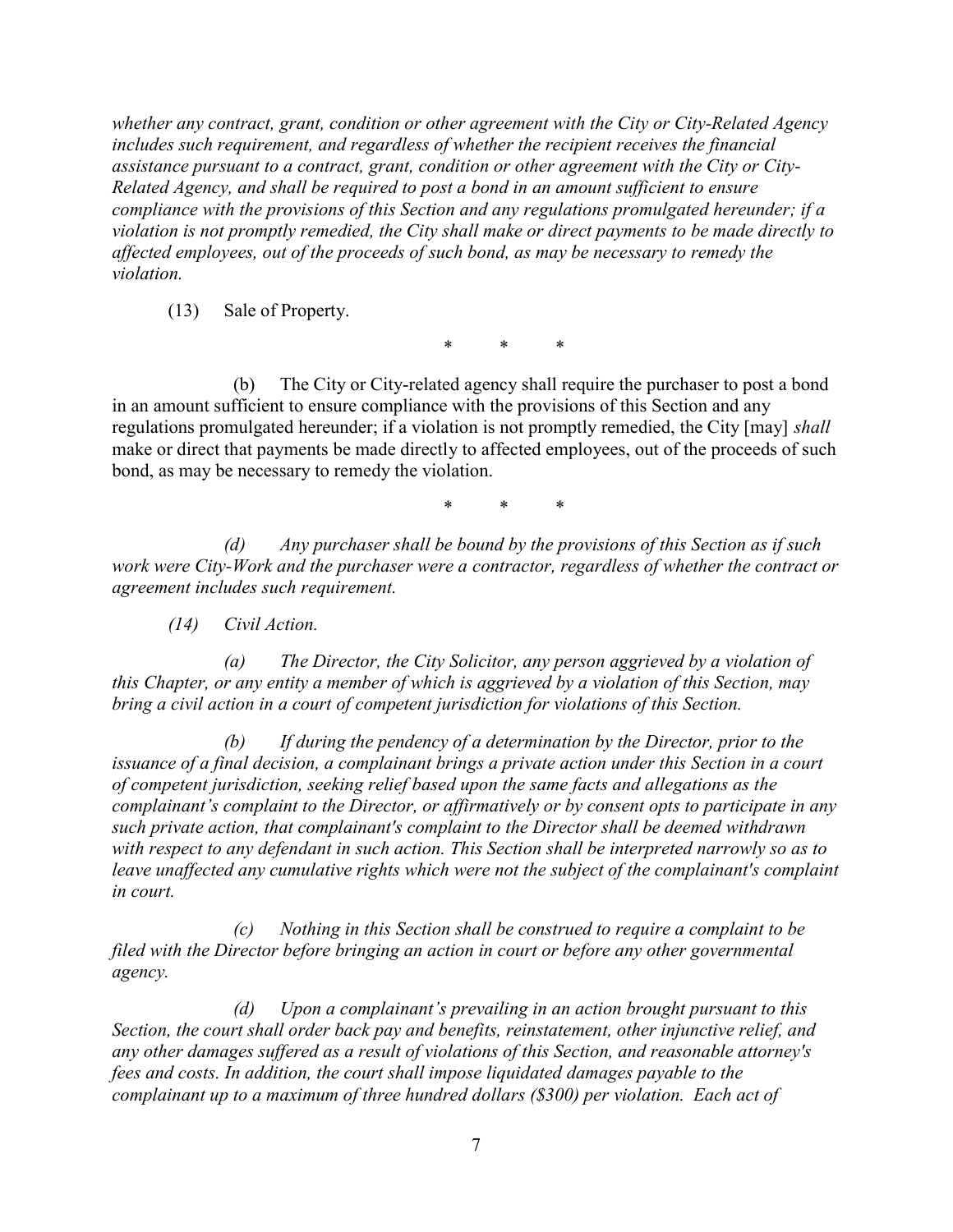*whether any contract, grant, condition or other agreement with the City or City-Related Agency includes such requirement, and regardless of whether the recipient receives the financial assistance pursuant to a contract, grant, condition or other agreement with the City or City-Related Agency, and shall be required to post a bond in an amount sufficient to ensure compliance with the provisions of this Section and any regulations promulgated hereunder; if a violation is not promptly remedied, the City shall make or direct payments to be made directly to affected employees, out of the proceeds of such bond, as may be necessary to remedy the violation.*

(13) Sale of Property.

\* \* \*

(b) The City or City-related agency shall require the purchaser to post a bond in an amount sufficient to ensure compliance with the provisions of this Section and any regulations promulgated hereunder; if a violation is not promptly remedied, the City [may] *shall* make or direct that payments be made directly to affected employees, out of the proceeds of such bond, as may be necessary to remedy the violation.

\* \* \*

*(d) Any purchaser shall be bound by the provisions of this Section as if such work were City-Work and the purchaser were a contractor, regardless of whether the contract or agreement includes such requirement.*

*(14) Civil Action.*

*(a) The Director, the City Solicitor, any person aggrieved by a violation of this Chapter, or any entity a member of which is aggrieved by a violation of this Section, may bring a civil action in a court of competent jurisdiction for violations of this Section.*

*(b) If during the pendency of a determination by the Director, prior to the issuance of a final decision, a complainant brings a private action under this Section in a court of competent jurisdiction, seeking relief based upon the same facts and allegations as the complainant's complaint to the Director, or affirmatively or by consent opts to participate in any such private action, that complainant's complaint to the Director shall be deemed withdrawn with respect to any defendant in such action. This Section shall be interpreted narrowly so as to leave unaffected any cumulative rights which were not the subject of the complainant's complaint in court.*

*(c) Nothing in this Section shall be construed to require a complaint to be filed with the Director before bringing an action in court or before any other governmental agency.*

*(d) Upon a complainant's prevailing in an action brought pursuant to this Section, the court shall order back pay and benefits, reinstatement, other injunctive relief, and any other damages suffered as a result of violations of this Section, and reasonable attorney's fees and costs. In addition, the court shall impose liquidated damages payable to the complainant up to a maximum of three hundred dollars ($300) per violation. Each act of*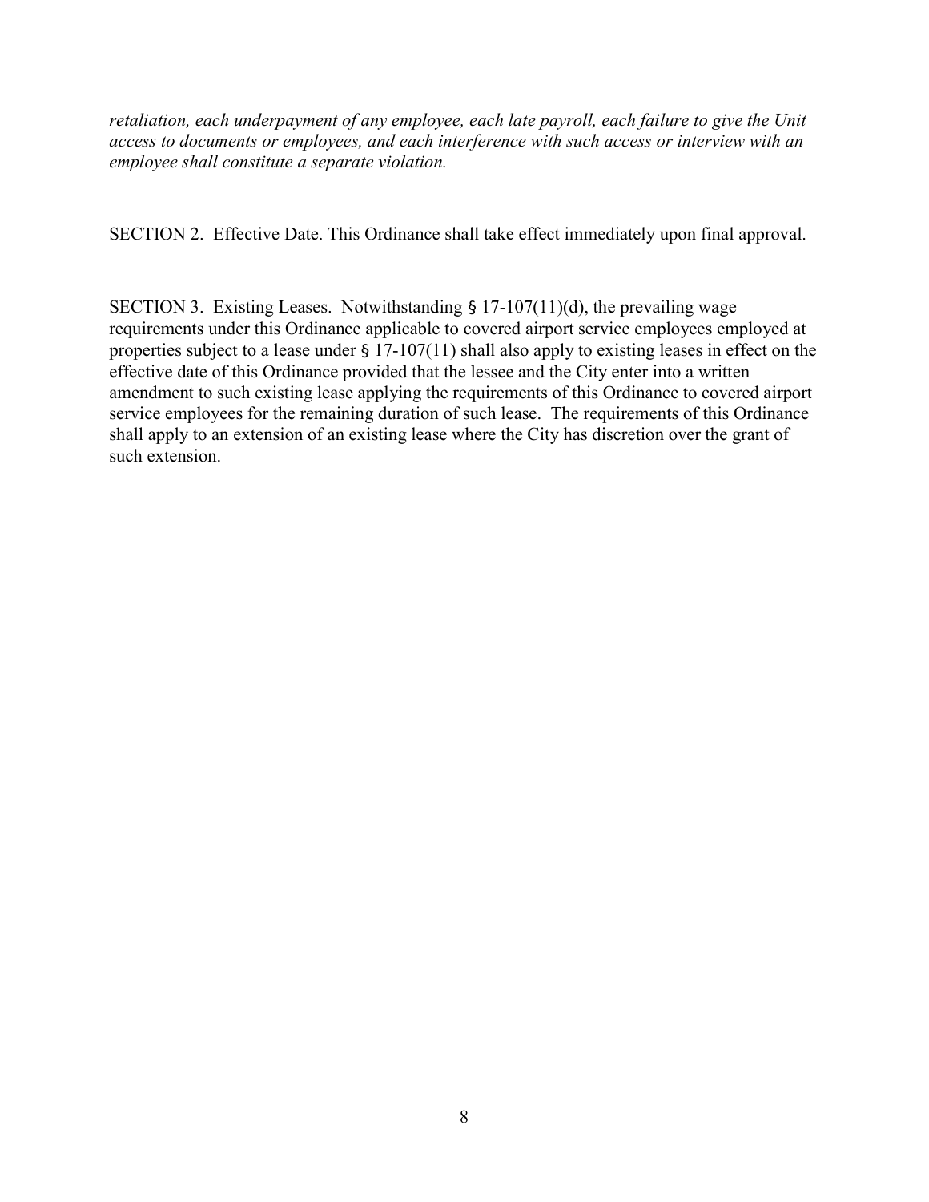*retaliation, each underpayment of any employee, each late payroll, each failure to give the Unit access to documents or employees, and each interference with such access or interview with an employee shall constitute a separate violation.*

SECTION 2. Effective Date. This Ordinance shall take effect immediately upon final approval.

SECTION 3. Existing Leases. Notwithstanding § 17-107(11)(d), the prevailing wage requirements under this Ordinance applicable to covered airport service employees employed at properties subject to a lease under § 17-107(11) shall also apply to existing leases in effect on the effective date of this Ordinance provided that the lessee and the City enter into a written amendment to such existing lease applying the requirements of this Ordinance to covered airport service employees for the remaining duration of such lease. The requirements of this Ordinance shall apply to an extension of an existing lease where the City has discretion over the grant of such extension.